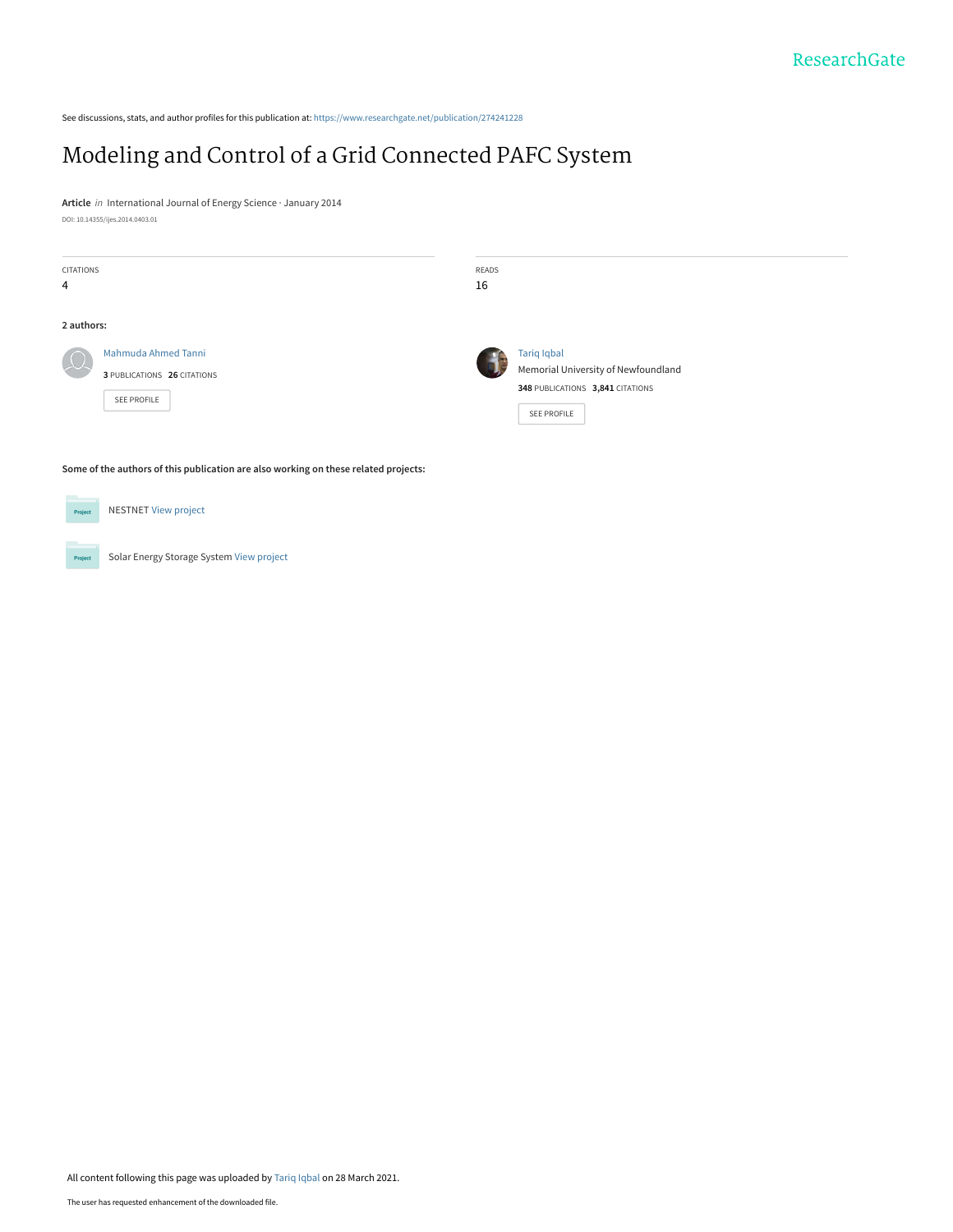ResearchGate

See discussions, stats, and author profiles for this publication at: https://www.researchgate.net/publication/274241228

# Modeling and Control of a Grid Connected PAFC System

**Article** *in* International Journal of Energy Science · January 2014

DOI: 10.14355/ijes.2014.0403.01

| CITATIONS | READS |
|---|---|
| 4 | 16 |

**2 authors:**

Mahmuda Ahmed Tanni
**3** PUBLICATIONS **26** CITATIONS
SEE PROFILE

Tariq Iqbal
Memorial University of Newfoundland
**348** PUBLICATIONS **3,841** CITATIONS
SEE PROFILE

**Some of the authors of this publication are also working on these related projects:**

Project: NESTNET View project

Project: Solar Energy Storage System View project

All content following this page was uploaded by Tariq Iqbal on 28 March 2021.

The user has requested enhancement of the downloaded file.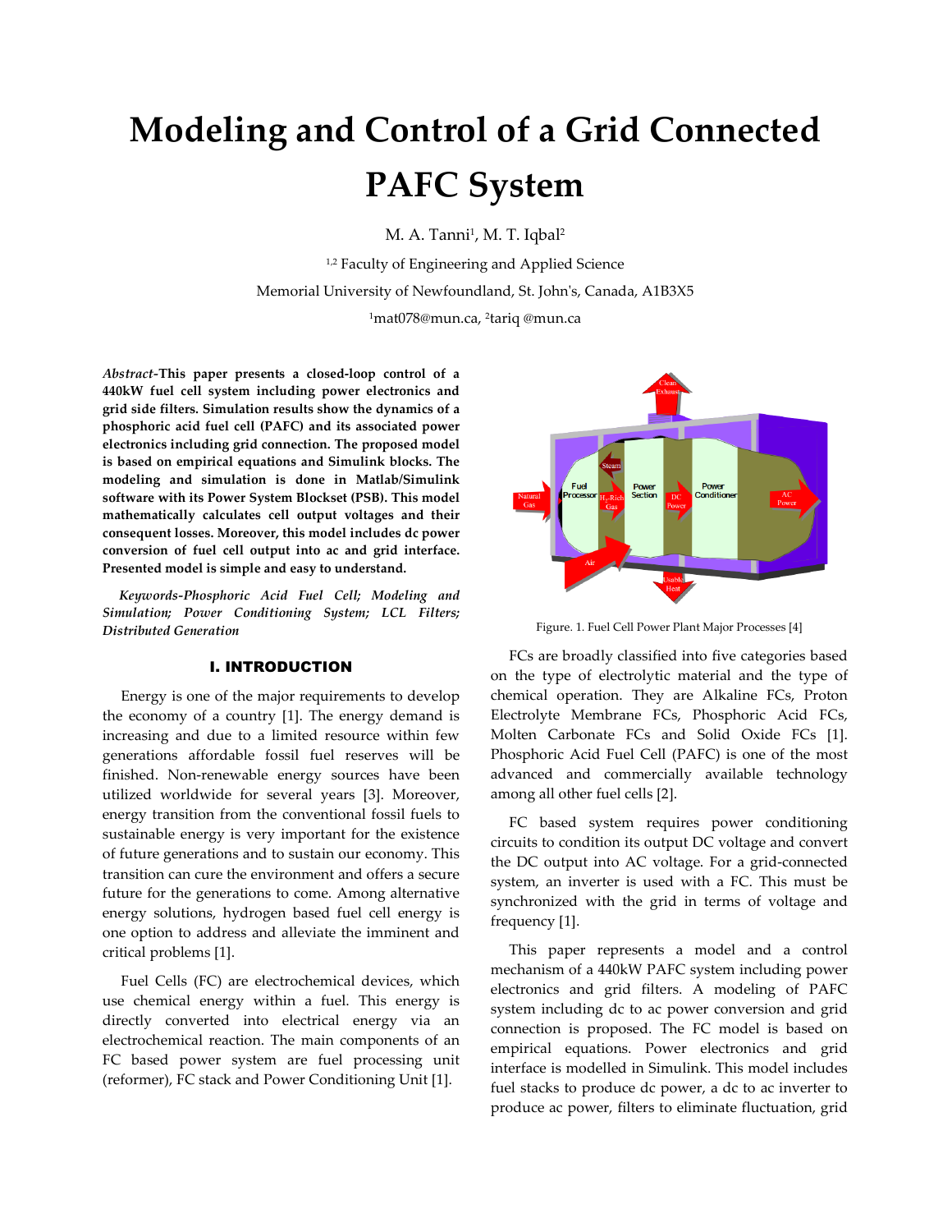# Modeling and Control of a Grid Connected PAFC System

M. A. Tanni[1], M. T. Iqbal[2]

[1,2] Faculty of Engineering and Applied Science

Memorial University of Newfoundland, St. John's, Canada, A1B3X5

[1]mat078@mun.ca, [2]tariq @mun.ca

***Abstract*-This paper presents a closed-loop control of a 440kW fuel cell system including power electronics and grid side filters. Simulation results show the dynamics of a phosphoric acid fuel cell (PAFC) and its associated power electronics including grid connection. The proposed model is based on empirical equations and Simulink blocks. The modeling and simulation is done in Matlab/Simulink software with its Power System Blockset (PSB). This model mathematically calculates cell output voltages and their consequent losses. Moreover, this model includes dc power conversion of fuel cell output into ac and grid interface. Presented model is simple and easy to understand.**

***Keywords-Phosphoric Acid Fuel Cell; Modeling and Simulation; Power Conditioning System; LCL Filters; Distributed Generation***

## I. INTRODUCTION

Energy is one of the major requirements to develop the economy of a country [1]. The energy demand is increasing and due to a limited resource within few generations affordable fossil fuel reserves will be finished. Non-renewable energy sources have been utilized worldwide for several years [3]. Moreover, energy transition from the conventional fossil fuels to sustainable energy is very important for the existence of future generations and to sustain our economy. This transition can cure the environment and offers a secure future for the generations to come. Among alternative energy solutions, hydrogen based fuel cell energy is one option to address and alleviate the imminent and critical problems [1].

Fuel Cells (FC) are electrochemical devices, which use chemical energy within a fuel. This energy is directly converted into electrical energy via an electrochemical reaction. The main components of an FC based power system are fuel processing unit (reformer), FC stack and Power Conditioning Unit [1].

Figure. 1. Fuel Cell Power Plant Major Processes [4]

FCs are broadly classified into five categories based on the type of electrolytic material and the type of chemical operation. They are Alkaline FCs, Proton Electrolyte Membrane FCs, Phosphoric Acid FCs, Molten Carbonate FCs and Solid Oxide FCs [1]. Phosphoric Acid Fuel Cell (PAFC) is one of the most advanced and commercially available technology among all other fuel cells [2].

FC based system requires power conditioning circuits to condition its output DC voltage and convert the DC output into AC voltage. For a grid-connected system, an inverter is used with a FC. This must be synchronized with the grid in terms of voltage and frequency [1].

This paper represents a model and a control mechanism of a 440kW PAFC system including power electronics and grid filters. A modeling of PAFC system including dc to ac power conversion and grid connection is proposed. The FC model is based on empirical equations. Power electronics and grid interface is modelled in Simulink. This model includes fuel stacks to produce dc power, a dc to ac inverter to produce ac power, filters to eliminate fluctuation, grid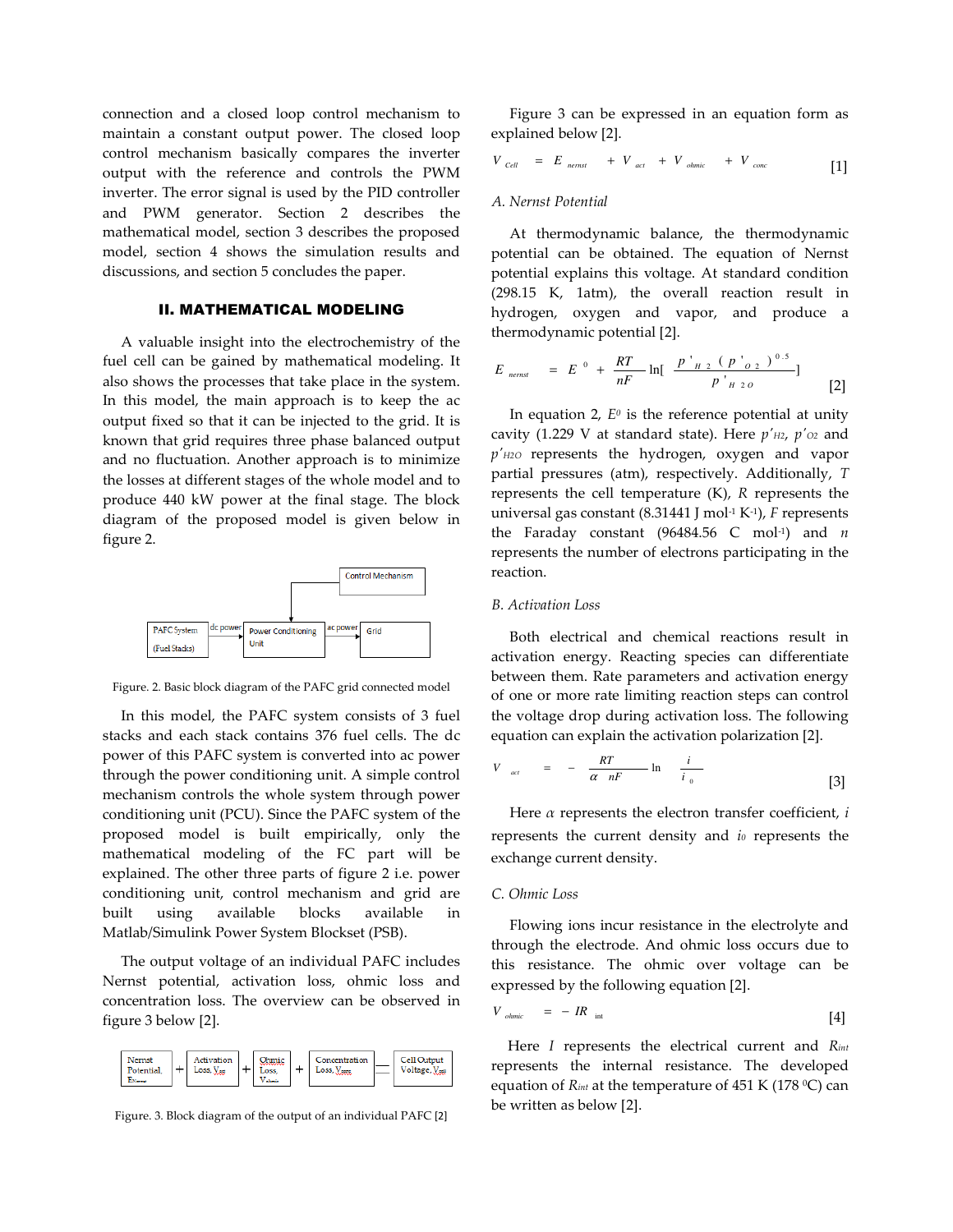connection and a closed loop control mechanism to maintain a constant output power. The closed loop control mechanism basically compares the inverter output with the reference and controls the PWM inverter. The error signal is used by the PID controller and PWM generator. Section 2 describes the mathematical model, section 3 describes the proposed model, section 4 shows the simulation results and discussions, and section 5 concludes the paper.

## II. MATHEMATICAL MODELING

A valuable insight into the electrochemistry of the fuel cell can be gained by mathematical modeling. It also shows the processes that take place in the system. In this model, the main approach is to keep the ac output fixed so that it can be injected to the grid. It is known that grid requires three phase balanced output and no fluctuation. Another approach is to minimize the losses at different stages of the whole model and to produce 440 kW power at the final stage. The block diagram of the proposed model is given below in figure 2.

Control Mechanism

PAFC System (Fuel Stacks) → dc power → Power Conditioning Unit → ac power → Grid

Figure. 2. Basic block diagram of the PAFC grid connected model

In this model, the PAFC system consists of 3 fuel stacks and each stack contains 376 fuel cells. The dc power of this PAFC system is converted into ac power through the power conditioning unit. A simple control mechanism controls the whole system through power conditioning unit (PCU). Since the PAFC system of the proposed model is built empirically, only the mathematical modeling of the FC part will be explained. The other three parts of figure 2 i.e. power conditioning unit, control mechanism and grid are built using available blocks available in Matlab/Simulink Power System Blockset (PSB).

The output voltage of an individual PAFC includes Nernst potential, activation loss, ohmic loss and concentration loss. The overview can be observed in figure 3 below [2].

Nernst Potential, $E_{nernst}$ + Activation Loss, $V_{act}$ + Ohmic Loss, $V_{ohmic}$ + Concentration Loss, $V_{conc}$ = Cell Output Voltage, $V_{cell}$

Figure. 3. Block diagram of the output of an individual PAFC [2]

Figure 3 can be expressed in an equation form as explained below [2].

$$V_{Cell} = E_{nernst} + V_{act} + V_{ohmic} + V_{conc} \quad [1]$$

### A. Nernst Potential

At thermodynamic balance, the thermodynamic potential can be obtained. The equation of Nernst potential explains this voltage. At standard condition (298.15 K, 1atm), the overall reaction result in hydrogen, oxygen and vapor, and produce a thermodynamic potential [2].

$$E_{nernst} = E^{0} + \frac{RT}{nF}\ln\left[\frac{p'_{H2}(p'_{O2})^{0.5}}{p'_{H2O}}\right] \quad [2]$$

In equation 2, $E^0$ is the reference potential at unity cavity (1.229 V at standard state). Here $p'_{H2}$, $p'_{O2}$ and $p'_{H2O}$ represents the hydrogen, oxygen and vapor partial pressures (atm), respectively. Additionally, $T$ represents the cell temperature (K), $R$ represents the universal gas constant (8.31441 J mol$^{-1}$ K$^{-1}$), $F$ represents the Faraday constant (96484.56 C mol$^{-1}$) and $n$ represents the number of electrons participating in the reaction.

### B. Activation Loss

Both electrical and chemical reactions result in activation energy. Reacting species can differentiate between them. Rate parameters and activation energy of one or more rate limiting reaction steps can control the voltage drop during activation loss. The following equation can explain the activation polarization [2].

$$V_{act} = -\frac{RT}{\alpha nF}\ln\frac{i}{i_0} \quad [3]$$

Here $\alpha$ represents the electron transfer coefficient, $i$ represents the current density and $i_0$ represents the exchange current density.

### C. Ohmic Loss

Flowing ions incur resistance in the electrolyte and through the electrode. And ohmic loss occurs due to this resistance. The ohmic over voltage can be expressed by the following equation [2].

$$V_{ohmic} = -IR_{int} \quad [4]$$

Here $I$ represents the electrical current and $R_{int}$ represents the internal resistance. The developed equation of $R_{int}$ at the temperature of 451 K (178 $^0$C) can be written as below [2].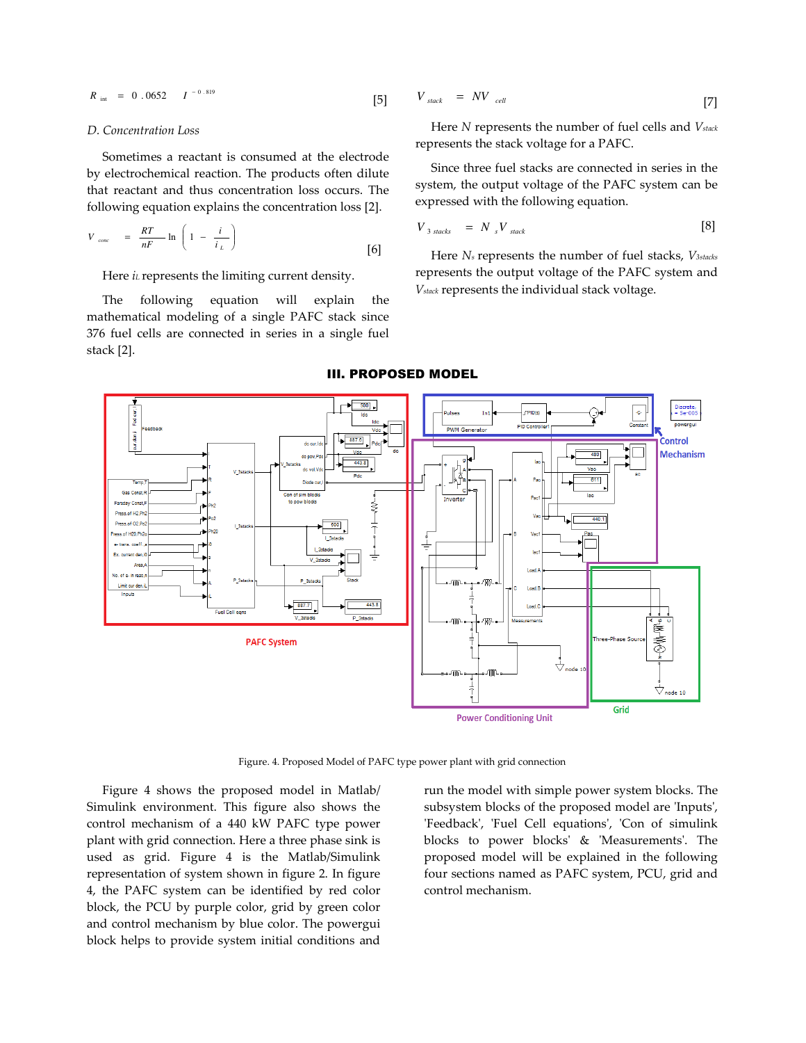$$R_{int} = 0.0652 \quad I^{-0.819} \qquad [5]$$

*D. Concentration Loss*

Sometimes a reactant is consumed at the electrode by electrochemical reaction. The products often dilute that reactant and thus concentration loss occurs. The following equation explains the concentration loss [2].

$$V_{conc} = \frac{RT}{nF} \ln \left( 1 - \frac{i}{i_L} \right) \qquad [6]$$

Here $i_L$ represents the limiting current density.

The following equation will explain the mathematical modeling of a single PAFC stack since 376 fuel cells are connected in series in a single fuel stack [2].

$$V_{stack} = NV_{cell} \qquad [7]$$

Here $N$ represents the number of fuel cells and $V_{stack}$ represents the stack voltage for a PAFC.

Since three fuel stacks are connected in series in the system, the output voltage of the PAFC system can be expressed with the following equation.

$$V_{3\,stacks} = N_s V_{stack} \qquad [8]$$

Here $N_s$ represents the number of fuel stacks, $V_{3stacks}$ represents the output voltage of the PAFC system and $V_{stack}$ represents the individual stack voltage.

## III. PROPOSED MODEL

Figure. 4. Proposed Model of PAFC type power plant with grid connection

Figure 4 shows the proposed model in Matlab/Simulink environment. This figure also shows the control mechanism of a 440 kW PAFC type power plant with grid connection. Here a three phase sink is used as grid. Figure 4 is the Matlab/Simulink representation of system shown in figure 2. In figure 4, the PAFC system can be identified by red color block, the PCU by purple color, grid by green color and control mechanism by blue color. The powergui block helps to provide system initial conditions and run the model with simple power system blocks. The subsystem blocks of the proposed model are 'Inputs', 'Feedback', 'Fuel Cell equations', 'Con of simulink blocks to power blocks' & 'Measurements'. The proposed model will be explained in the following four sections named as PAFC system, PCU, grid and control mechanism.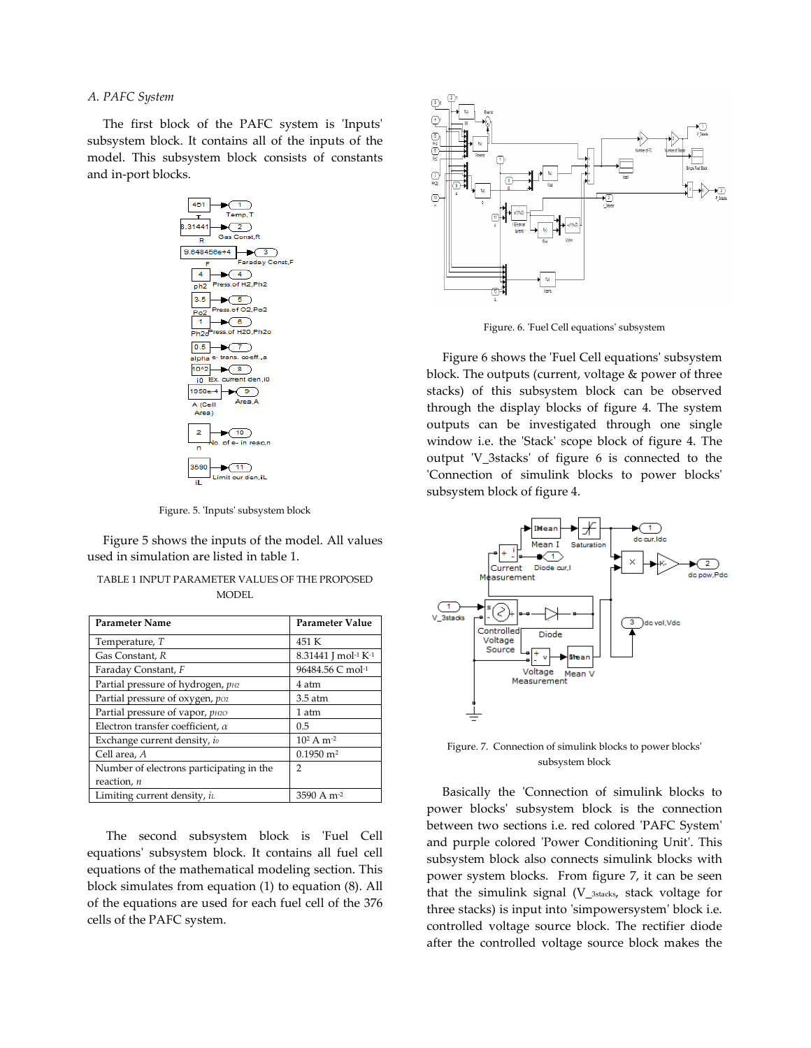### A. PAFC System

The first block of the PAFC system is 'Inputs' subsystem block. It contains all of the inputs of the model. This subsystem block consists of constants and in-port blocks.

Figure. 5. 'Inputs' subsystem block

Figure 5 shows the inputs of the model. All values used in simulation are listed in table 1.

TABLE 1 INPUT PARAMETER VALUES OF THE PROPOSED MODEL

| Parameter Name | Parameter Value |
|---|---|
| Temperature, $T$ | 451 K |
| Gas Constant, $R$ | 8.31441 J mol$^{-1}$ K$^{-1}$ |
| Faraday Constant, $F$ | 96484.56 C mol$^{-1}$ |
| Partial pressure of hydrogen, $p_{H2}$ | 4 atm |
| Partial pressure of oxygen, $p_{O2}$ | 3.5 atm |
| Partial pressure of vapor, $p_{H2O}$ | 1 atm |
| Electron transfer coefficient, $\alpha$ | 0.5 |
| Exchange current density, $i_0$ | $10^2$ A m$^{-2}$ |
| Cell area, $A$ | 0.1950 m$^2$ |
| Number of electrons participating in the reaction, $n$ | 2 |
| Limiting current density, $i_L$ | 3590 A m$^{-2}$ |

The second subsystem block is 'Fuel Cell equations' subsystem block. It contains all fuel cell equations of the mathematical modeling section. This block simulates from equation (1) to equation (8). All of the equations are used for each fuel cell of the 376 cells of the PAFC system.

Figure. 6. 'Fuel Cell equations' subsystem

Figure 6 shows the 'Fuel Cell equations' subsystem block. The outputs (current, voltage & power of three stacks) of this subsystem block can be observed through the display blocks of figure 4. The system outputs can be investigated through one single window i.e. the 'Stack' scope block of figure 4. The output 'V_3stacks' of figure 6 is connected to the 'Connection of simulink blocks to power blocks' subsystem block of figure 4.

Figure. 7. Connection of simulink blocks to power blocks' subsystem block

Basically the 'Connection of simulink blocks to power blocks' subsystem block is the connection between two sections i.e. red colored 'PAFC System' and purple colored 'Power Conditioning Unit'. This subsystem block also connects simulink blocks with power system blocks. From figure 7, it can be seen that the simulink signal ($V_{\_3stacks}$, stack voltage for three stacks) is input into 'simpowersystem' block i.e. controlled voltage source block. The rectifier diode after the controlled voltage source block makes the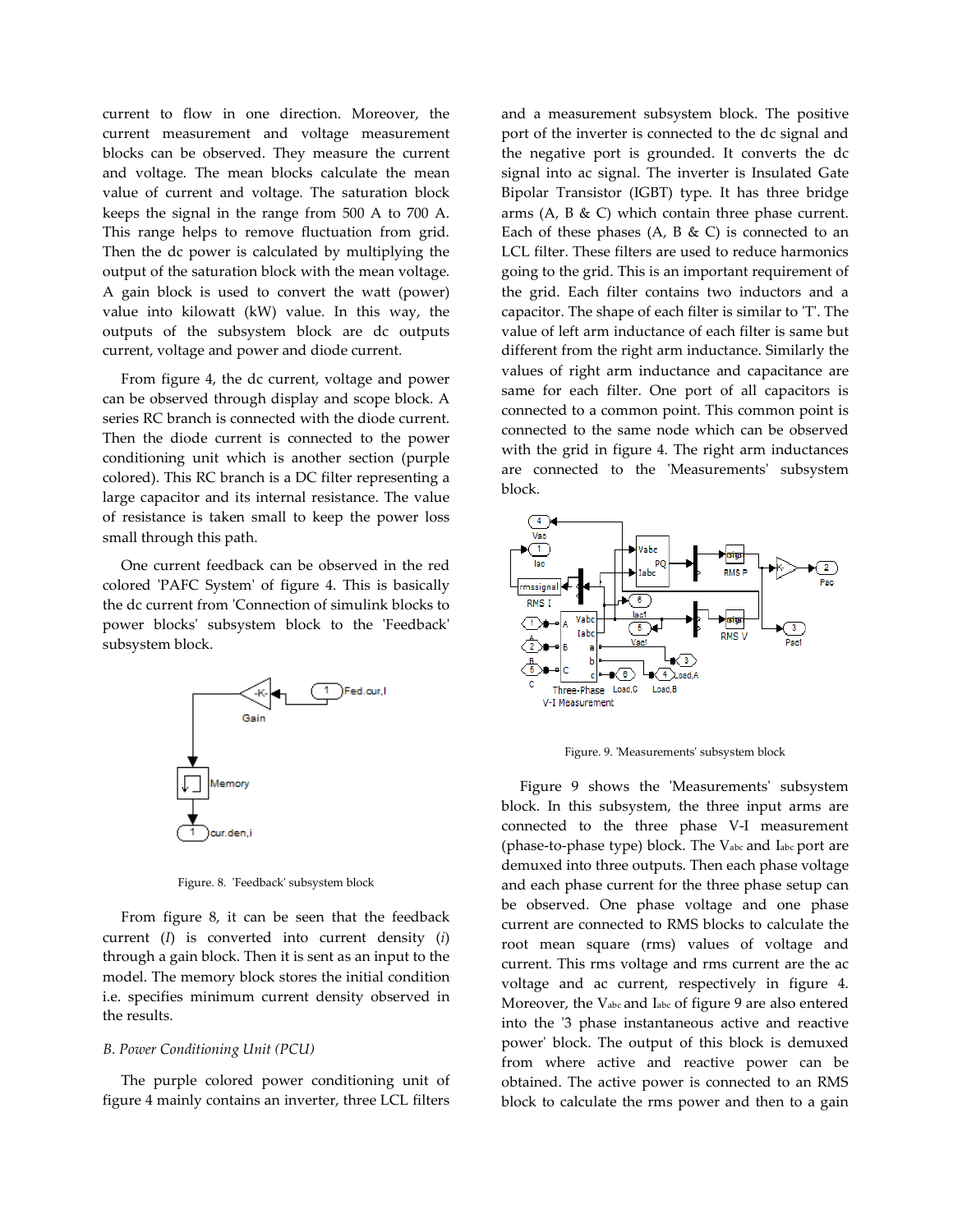current to flow in one direction. Moreover, the current measurement and voltage measurement blocks can be observed. They measure the current and voltage. The mean blocks calculate the mean value of current and voltage. The saturation block keeps the signal in the range from 500 A to 700 A. This range helps to remove fluctuation from grid. Then the dc power is calculated by multiplying the output of the saturation block with the mean voltage. A gain block is used to convert the watt (power) value into kilowatt (kW) value. In this way, the outputs of the subsystem block are dc outputs current, voltage and power and diode current.

From figure 4, the dc current, voltage and power can be observed through display and scope block. A series RC branch is connected with the diode current. Then the diode current is connected to the power conditioning unit which is another section (purple colored). This RC branch is a DC filter representing a large capacitor and its internal resistance. The value of resistance is taken small to keep the power loss small through this path.

One current feedback can be observed in the red colored 'PAFC System' of figure 4. This is basically the dc current from 'Connection of simulink blocks to power blocks' subsystem block to the 'Feedback' subsystem block.

Figure. 8. 'Feedback' subsystem block

From figure 8, it can be seen that the feedback current ($I$) is converted into current density ($i$) through a gain block. Then it is sent as an input to the model. The memory block stores the initial condition i.e. specifies minimum current density observed in the results.

*B. Power Conditioning Unit (PCU)*

The purple colored power conditioning unit of figure 4 mainly contains an inverter, three LCL filters and a measurement subsystem block. The positive port of the inverter is connected to the dc signal and the negative port is grounded. It converts the dc signal into ac signal. The inverter is Insulated Gate Bipolar Transistor (IGBT) type. It has three bridge arms (A, B & C) which contain three phase current. Each of these phases (A, B & C) is connected to an LCL filter. These filters are used to reduce harmonics going to the grid. This is an important requirement of the grid. Each filter contains two inductors and a capacitor. The shape of each filter is similar to 'T'. The value of left arm inductance of each filter is same but different from the right arm inductance. Similarly the values of right arm inductance and capacitance are same for each filter. One port of all capacitors is connected to a common point. This common point is connected to the same node which can be observed with the grid in figure 4. The right arm inductances are connected to the 'Measurements' subsystem block.

Figure. 9. 'Measurements' subsystem block

Figure 9 shows the 'Measurements' subsystem block. In this subsystem, the three input arms are connected to the three phase V-I measurement (phase-to-phase type) block. The $V_{abc}$ and $I_{abc}$ port are demuxed into three outputs. Then each phase voltage and each phase current for the three phase setup can be observed. One phase voltage and one phase current are connected to RMS blocks to calculate the root mean square (rms) values of voltage and current. This rms voltage and rms current are the ac voltage and ac current, respectively in figure 4. Moreover, the $V_{abc}$ and $I_{abc}$ of figure 9 are also entered into the '3 phase instantaneous active and reactive power' block. The output of this block is demuxed from where active and reactive power can be obtained. The active power is connected to an RMS block to calculate the rms power and then to a gain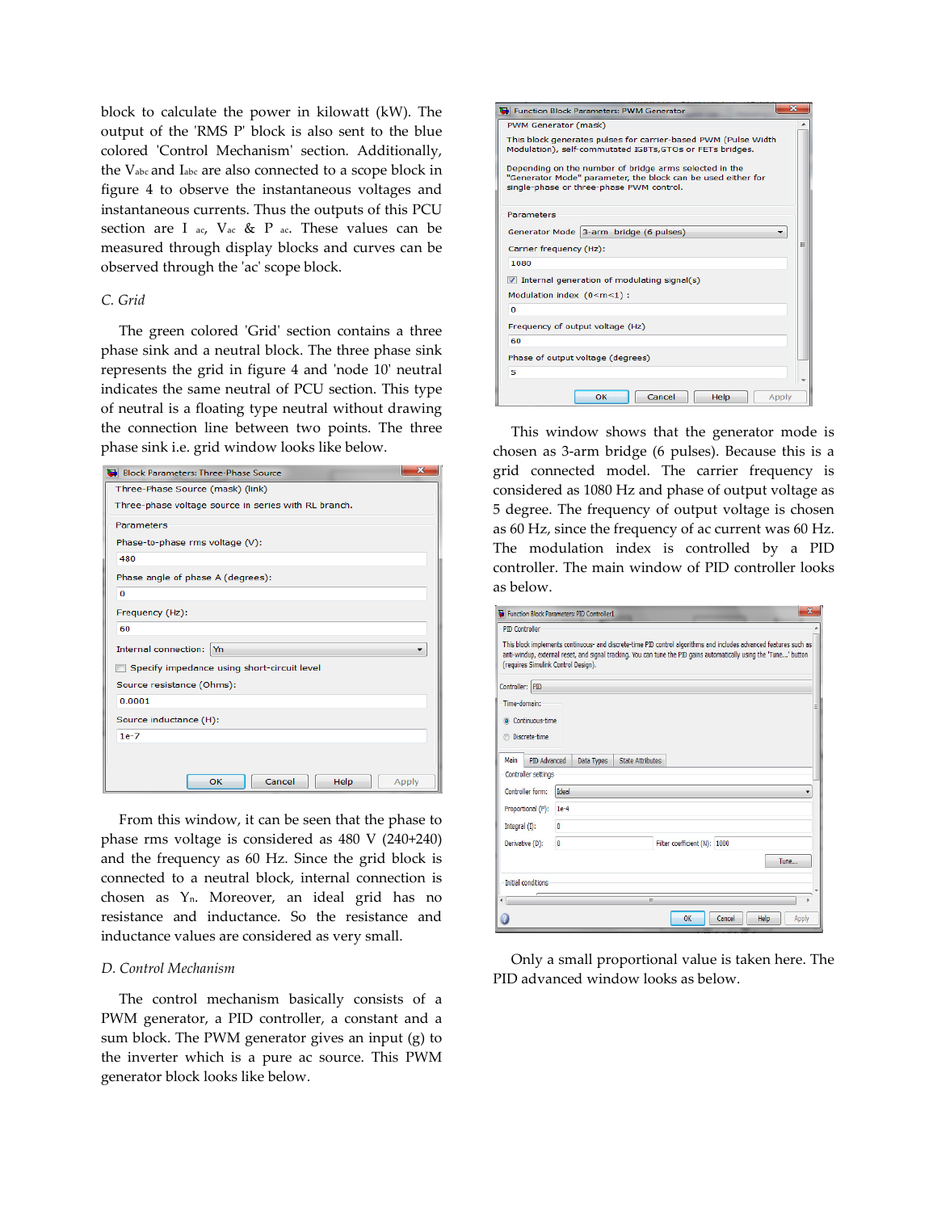block to calculate the power in kilowatt (kW). The output of the 'RMS P' block is also sent to the blue colored 'Control Mechanism' section. Additionally, the $V_{abc}$ and $I_{abc}$ are also connected to a scope block in figure 4 to observe the instantaneous voltages and instantaneous currents. Thus the outputs of this PCU section are $I_{ac}$, $V_{ac}$ & $P_{ac}$. These values can be measured through display blocks and curves can be observed through the 'ac' scope block.

### C. Grid

The green colored 'Grid' section contains a three phase sink and a neutral block. The three phase sink represents the grid in figure 4 and 'node 10' neutral indicates the same neutral of PCU section. This type of neutral is a floating type neutral without drawing the connection line between two points. The three phase sink i.e. grid window looks like below.

From this window, it can be seen that the phase to phase rms voltage is considered as 480 V (240+240) and the frequency as 60 Hz. Since the grid block is connected to a neutral block, internal connection is chosen as $Y_n$. Moreover, an ideal grid has no resistance and inductance. So the resistance and inductance values are considered as very small.

### D. Control Mechanism

The control mechanism basically consists of a PWM generator, a PID controller, a constant and a sum block. The PWM generator gives an input (g) to the inverter which is a pure ac source. This PWM generator block looks like below.

This window shows that the generator mode is chosen as 3-arm bridge (6 pulses). Because this is a grid connected model. The carrier frequency is considered as 1080 Hz and phase of output voltage as 5 degree. The frequency of output voltage is chosen as 60 Hz, since the frequency of ac current was 60 Hz. The modulation index is controlled by a PID controller. The main window of PID controller looks as below.

Only a small proportional value is taken here. The PID advanced window looks as below.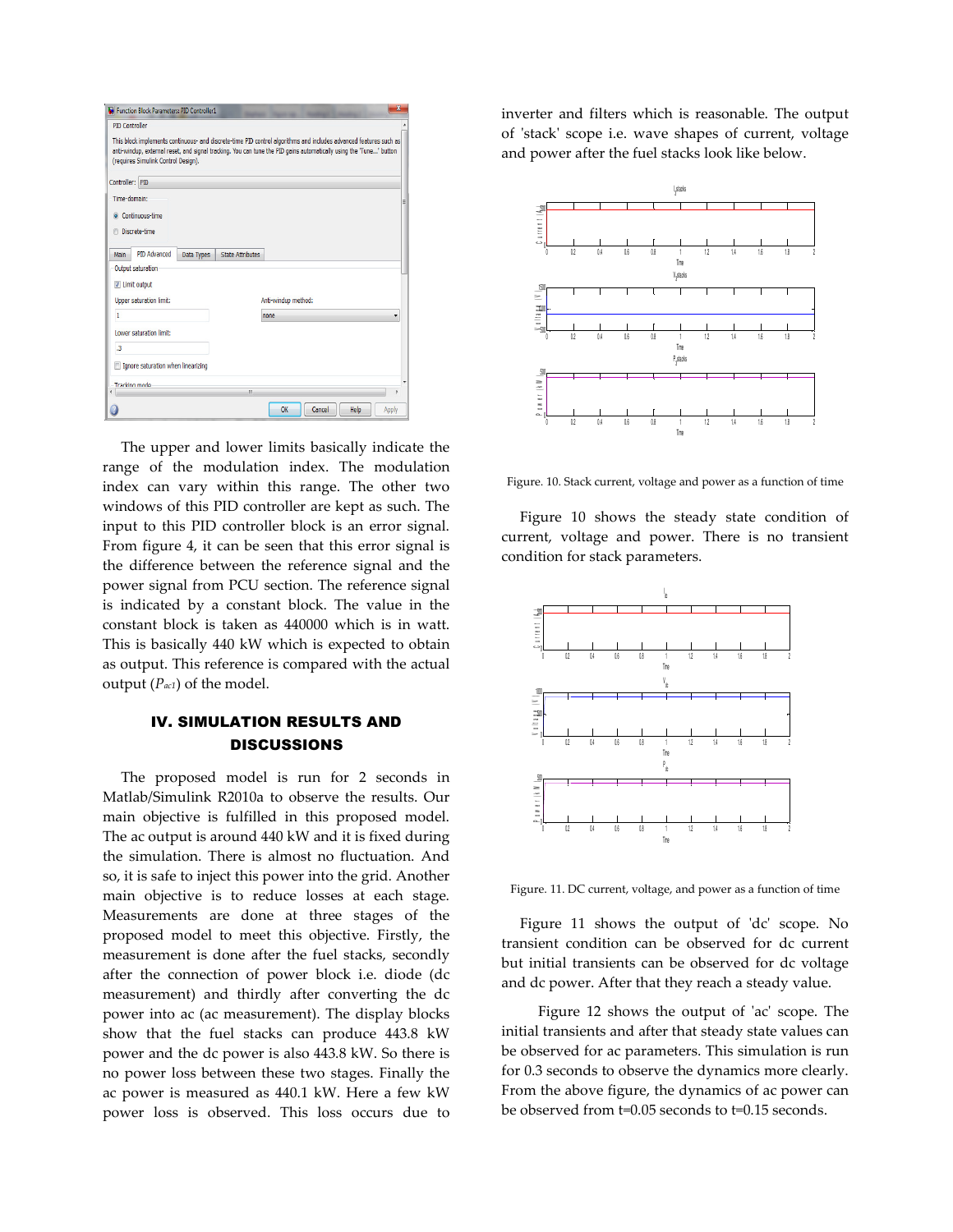The upper and lower limits basically indicate the range of the modulation index. The modulation index can vary within this range. The other two windows of this PID controller are kept as such. The input to this PID controller block is an error signal. From figure 4, it can be seen that this error signal is the difference between the reference signal and the power signal from PCU section. The reference signal is indicated by a constant block. The value in the constant block is taken as 440000 which is in watt. This is basically 440 kW which is expected to obtain as output. This reference is compared with the actual output ($P_{ac1}$) of the model.

## IV. SIMULATION RESULTS AND DISCUSSIONS

The proposed model is run for 2 seconds in Matlab/Simulink R2010a to observe the results. Our main objective is fulfilled in this proposed model. The ac output is around 440 kW and it is fixed during the simulation. There is almost no fluctuation. And so, it is safe to inject this power into the grid. Another main objective is to reduce losses at each stage. Measurements are done at three stages of the proposed model to meet this objective. Firstly, the measurement is done after the fuel stacks, secondly after the connection of power block i.e. diode (dc measurement) and thirdly after converting the dc power into ac (ac measurement). The display blocks show that the fuel stacks can produce 443.8 kW power and the dc power is also 443.8 kW. So there is no power loss between these two stages. Finally the ac power is measured as 440.1 kW. Here a few kW power loss is observed. This loss occurs due to inverter and filters which is reasonable. The output of 'stack' scope i.e. wave shapes of current, voltage and power after the fuel stacks look like below.

Figure. 10. Stack current, voltage and power as a function of time

Figure 10 shows the steady state condition of current, voltage and power. There is no transient condition for stack parameters.

Figure. 11. DC current, voltage, and power as a function of time

Figure 11 shows the output of 'dc' scope. No transient condition can be observed for dc current but initial transients can be observed for dc voltage and dc power. After that they reach a steady value.

Figure 12 shows the output of 'ac' scope. The initial transients and after that steady state values can be observed for ac parameters. This simulation is run for 0.3 seconds to observe the dynamics more clearly. From the above figure, the dynamics of ac power can be observed from t=0.05 seconds to t=0.15 seconds.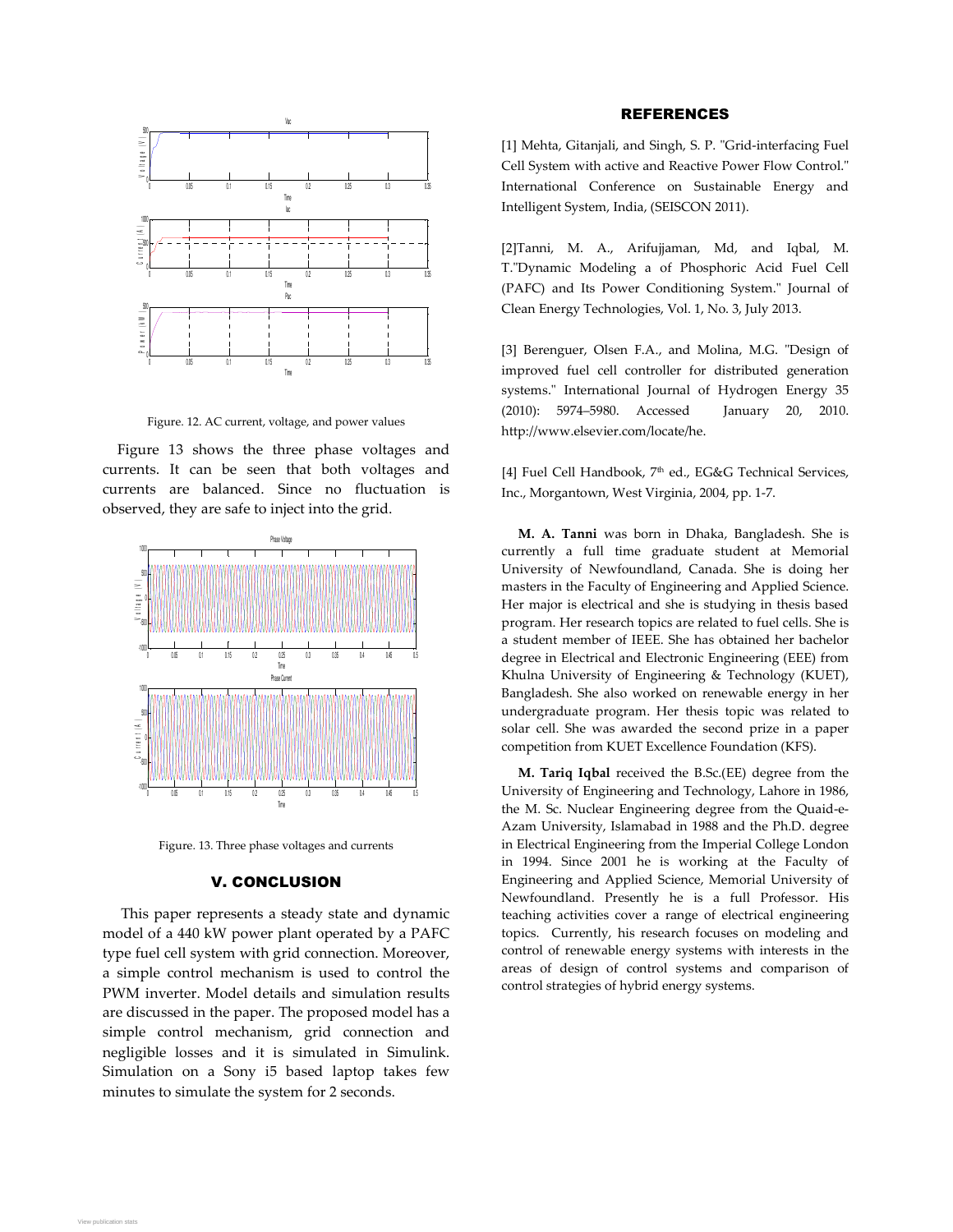Vac

500

Voltage (V)

0

0 0.05 0.1 0.15 0.2 0.25 0.3 0.35

Time

Iac

1000

Current (A)

500

0

0 0.05 0.1 0.15 0.2 0.25 0.3 0.35

Time

Pac

500

Power (kW)

0

0 0.05 0.1 0.15 0.2 0.25 0.3 0.35

Time

Figure. 12. AC current, voltage, and power values

Figure 13 shows the three phase voltages and currents. It can be seen that both voltages and currents are balanced. Since no fluctuation is observed, they are safe to inject into the grid.

Phase Voltage

1000

500

Voltage (V)

0

-500

-1000

0 0.05 0.1 0.15 0.2 0.25 0.3 0.35 0.4 0.45 0.5

Time

Phase Current

1000

500

Current (A)

0

-500

-1000

0 0.05 0.1 0.15 0.2 0.25 0.3 0.35 0.4 0.45 0.5

Time

Figure. 13. Three phase voltages and currents

## V. CONCLUSION

This paper represents a steady state and dynamic model of a 440 kW power plant operated by a PAFC type fuel cell system with grid connection. Moreover, a simple control mechanism is used to control the PWM inverter. Model details and simulation results are discussed in the paper. The proposed model has a simple control mechanism, grid connection and negligible losses and it is simulated in Simulink. Simulation on a Sony i5 based laptop takes few minutes to simulate the system for 2 seconds.

## REFERENCES

[1] Mehta, Gitanjali, and Singh, S. P. "Grid-interfacing Fuel Cell System with active and Reactive Power Flow Control." International Conference on Sustainable Energy and Intelligent System, India, (SEISCON 2011).

[2]Tanni, M. A., Arifujjaman, Md, and Iqbal, M. T."Dynamic Modeling a of Phosphoric Acid Fuel Cell (PAFC) and Its Power Conditioning System." Journal of Clean Energy Technologies, Vol. 1, No. 3, July 2013.

[3] Berenguer, Olsen F.A., and Molina, M.G. "Design of improved fuel cell controller for distributed generation systems." International Journal of Hydrogen Energy 35 (2010): 5974–5980. Accessed January 20, 2010. http://www.elsevier.com/locate/he.

[4] Fuel Cell Handbook, 7th ed., EG&G Technical Services, Inc., Morgantown, West Virginia, 2004, pp. 1-7.

**M. A. Tanni** was born in Dhaka, Bangladesh. She is currently a full time graduate student at Memorial University of Newfoundland, Canada. She is doing her masters in the Faculty of Engineering and Applied Science. Her major is electrical and she is studying in thesis based program. Her research topics are related to fuel cells. She is a student member of IEEE. She has obtained her bachelor degree in Electrical and Electronic Engineering (EEE) from Khulna University of Engineering & Technology (KUET), Bangladesh. She also worked on renewable energy in her undergraduate program. Her thesis topic was related to solar cell. She was awarded the second prize in a paper competition from KUET Excellence Foundation (KFS).

**M. Tariq Iqbal** received the B.Sc.(EE) degree from the University of Engineering and Technology, Lahore in 1986, the M. Sc. Nuclear Engineering degree from the Quaid-e-Azam University, Islamabad in 1988 and the Ph.D. degree in Electrical Engineering from the Imperial College London in 1994. Since 2001 he is working at the Faculty of Engineering and Applied Science, Memorial University of Newfoundland. Presently he is a full Professor. His teaching activities cover a range of electrical engineering topics. Currently, his research focuses on modeling and control of renewable energy systems with interests in the areas of design of control systems and comparison of control strategies of hybrid energy systems.